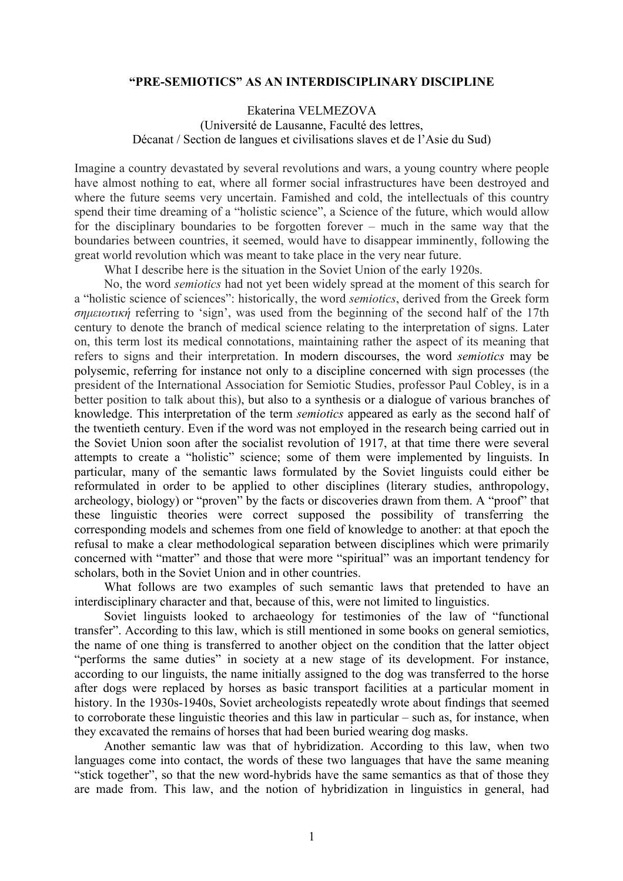# "PRE-SEMIOTICS" AS AN INTERDISCIPLINARY DISCIPLINE

Ekaterina VELMEZOVA
(Université de Lausanne, Faculté des lettres,
Décanat / Section de langues et civilisations slaves et de l'Asie du Sud)

Imagine a country devastated by several revolutions and wars, a young country where people have almost nothing to eat, where all former social infrastructures have been destroyed and where the future seems very uncertain. Famished and cold, the intellectuals of this country spend their time dreaming of a "holistic science", a Science of the future, which would allow for the disciplinary boundaries to be forgotten forever – much in the same way that the boundaries between countries, it seemed, would have to disappear imminently, following the great world revolution which was meant to take place in the very near future.

What I describe here is the situation in the Soviet Union of the early 1920s.

No, the word *semiotics* had not yet been widely spread at the moment of this search for a "holistic science of sciences": historically, the word *semiotics*, derived from the Greek form *σημειωτική* referring to 'sign', was used from the beginning of the second half of the 17th century to denote the branch of medical science relating to the interpretation of signs. Later on, this term lost its medical connotations, maintaining rather the aspect of its meaning that refers to signs and their interpretation. In modern discourses, the word *semiotics* may be polysemic, referring for instance not only to a discipline concerned with sign processes (the president of the International Association for Semiotic Studies, professor Paul Cobley, is in a better position to talk about this), but also to a synthesis or a dialogue of various branches of knowledge. This interpretation of the term *semiotics* appeared as early as the second half of the twentieth century. Even if the word was not employed in the research being carried out in the Soviet Union soon after the socialist revolution of 1917, at that time there were several attempts to create a "holistic" science; some of them were implemented by linguists. In particular, many of the semantic laws formulated by the Soviet linguists could either be reformulated in order to be applied to other disciplines (literary studies, anthropology, archeology, biology) or "proven" by the facts or discoveries drawn from them. A "proof" that these linguistic theories were correct supposed the possibility of transferring the corresponding models and schemes from one field of knowledge to another: at that epoch the refusal to make a clear methodological separation between disciplines which were primarily concerned with "matter" and those that were more "spiritual" was an important tendency for scholars, both in the Soviet Union and in other countries.

What follows are two examples of such semantic laws that pretended to have an interdisciplinary character and that, because of this, were not limited to linguistics.

Soviet linguists looked to archaeology for testimonies of the law of "functional transfer". According to this law, which is still mentioned in some books on general semiotics, the name of one thing is transferred to another object on the condition that the latter object "performs the same duties" in society at a new stage of its development. For instance, according to our linguists, the name initially assigned to the dog was transferred to the horse after dogs were replaced by horses as basic transport facilities at a particular moment in history. In the 1930s-1940s, Soviet archeologists repeatedly wrote about findings that seemed to corroborate these linguistic theories and this law in particular – such as, for instance, when they excavated the remains of horses that had been buried wearing dog masks.

Another semantic law was that of hybridization. According to this law, when two languages come into contact, the words of these two languages that have the same meaning "stick together", so that the new word-hybrids have the same semantics as that of those they are made from. This law, and the notion of hybridization in linguistics in general, had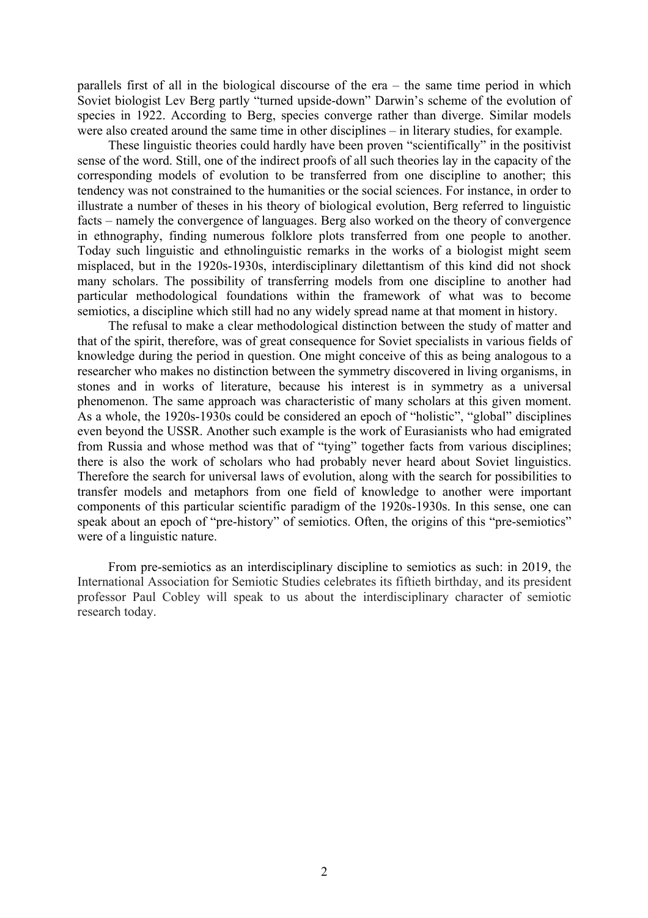parallels first of all in the biological discourse of the era – the same time period in which Soviet biologist Lev Berg partly "turned upside-down" Darwin's scheme of the evolution of species in 1922. According to Berg, species converge rather than diverge. Similar models were also created around the same time in other disciplines – in literary studies, for example.

These linguistic theories could hardly have been proven "scientifically" in the positivist sense of the word. Still, one of the indirect proofs of all such theories lay in the capacity of the corresponding models of evolution to be transferred from one discipline to another; this tendency was not constrained to the humanities or the social sciences. For instance, in order to illustrate a number of theses in his theory of biological evolution, Berg referred to linguistic facts – namely the convergence of languages. Berg also worked on the theory of convergence in ethnography, finding numerous folklore plots transferred from one people to another. Today such linguistic and ethnolinguistic remarks in the works of a biologist might seem misplaced, but in the 1920s-1930s, interdisciplinary dilettantism of this kind did not shock many scholars. The possibility of transferring models from one discipline to another had particular methodological foundations within the framework of what was to become semiotics, a discipline which still had no any widely spread name at that moment in history.

The refusal to make a clear methodological distinction between the study of matter and that of the spirit, therefore, was of great consequence for Soviet specialists in various fields of knowledge during the period in question. One might conceive of this as being analogous to a researcher who makes no distinction between the symmetry discovered in living organisms, in stones and in works of literature, because his interest is in symmetry as a universal phenomenon. The same approach was characteristic of many scholars at this given moment. As a whole, the 1920s-1930s could be considered an epoch of "holistic", "global" disciplines even beyond the USSR. Another such example is the work of Eurasianists who had emigrated from Russia and whose method was that of "tying" together facts from various disciplines; there is also the work of scholars who had probably never heard about Soviet linguistics. Therefore the search for universal laws of evolution, along with the search for possibilities to transfer models and metaphors from one field of knowledge to another were important components of this particular scientific paradigm of the 1920s-1930s. In this sense, one can speak about an epoch of "pre-history" of semiotics. Often, the origins of this "pre-semiotics" were of a linguistic nature.

From pre-semiotics as an interdisciplinary discipline to semiotics as such: in 2019, the International Association for Semiotic Studies celebrates its fiftieth birthday, and its president professor Paul Cobley will speak to us about the interdisciplinary character of semiotic research today.